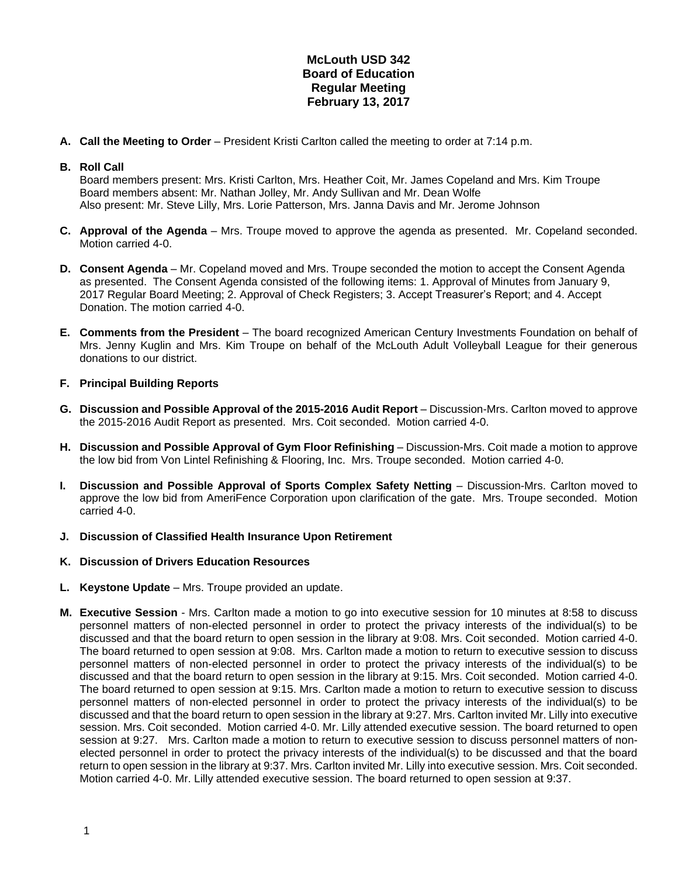# McLouth USD 342
## Board of Education
## Regular Meeting
## February 13, 2017

**A. Call the Meeting to Order** – President Kristi Carlton called the meeting to order at 7:14 p.m.

**B. Roll Call**
Board members present: Mrs. Kristi Carlton, Mrs. Heather Coit, Mr. James Copeland and Mrs. Kim Troupe
Board members absent: Mr. Nathan Jolley, Mr. Andy Sullivan and Mr. Dean Wolfe
Also present: Mr. Steve Lilly, Mrs. Lorie Patterson, Mrs. Janna Davis and Mr. Jerome Johnson

**C. Approval of the Agenda** – Mrs. Troupe moved to approve the agenda as presented. Mr. Copeland seconded. Motion carried 4-0.

**D. Consent Agenda** – Mr. Copeland moved and Mrs. Troupe seconded the motion to accept the Consent Agenda as presented. The Consent Agenda consisted of the following items: 1. Approval of Minutes from January 9, 2017 Regular Board Meeting; 2. Approval of Check Registers; 3. Accept Treasurer's Report; and 4. Accept Donation. The motion carried 4-0.

**E. Comments from the President** – The board recognized American Century Investments Foundation on behalf of Mrs. Jenny Kuglin and Mrs. Kim Troupe on behalf of the McLouth Adult Volleyball League for their generous donations to our district.

**F. Principal Building Reports**

**G. Discussion and Possible Approval of the 2015-2016 Audit Report** – Discussion-Mrs. Carlton moved to approve the 2015-2016 Audit Report as presented. Mrs. Coit seconded. Motion carried 4-0.

**H. Discussion and Possible Approval of Gym Floor Refinishing** – Discussion-Mrs. Coit made a motion to approve the low bid from Von Lintel Refinishing & Flooring, Inc. Mrs. Troupe seconded. Motion carried 4-0.

**I. Discussion and Possible Approval of Sports Complex Safety Netting** – Discussion-Mrs. Carlton moved to approve the low bid from AmeriFence Corporation upon clarification of the gate. Mrs. Troupe seconded. Motion carried 4-0.

**J. Discussion of Classified Health Insurance Upon Retirement**

**K. Discussion of Drivers Education Resources**

**L. Keystone Update** – Mrs. Troupe provided an update.

**M. Executive Session** - Mrs. Carlton made a motion to go into executive session for 10 minutes at 8:58 to discuss personnel matters of non-elected personnel in order to protect the privacy interests of the individual(s) to be discussed and that the board return to open session in the library at 9:08. Mrs. Coit seconded. Motion carried 4-0. The board returned to open session at 9:08. Mrs. Carlton made a motion to return to executive session to discuss personnel matters of non-elected personnel in order to protect the privacy interests of the individual(s) to be discussed and that the board return to open session in the library at 9:15. Mrs. Coit seconded. Motion carried 4-0. The board returned to open session at 9:15. Mrs. Carlton made a motion to return to executive session to discuss personnel matters of non-elected personnel in order to protect the privacy interests of the individual(s) to be discussed and that the board return to open session in the library at 9:27. Mrs. Carlton invited Mr. Lilly into executive session. Mrs. Coit seconded. Motion carried 4-0. Mr. Lilly attended executive session. The board returned to open session at 9:27. Mrs. Carlton made a motion to return to executive session to discuss personnel matters of non-elected personnel in order to protect the privacy interests of the individual(s) to be discussed and that the board return to open session in the library at 9:37. Mrs. Carlton invited Mr. Lilly into executive session. Mrs. Coit seconded. Motion carried 4-0. Mr. Lilly attended executive session. The board returned to open session at 9:37.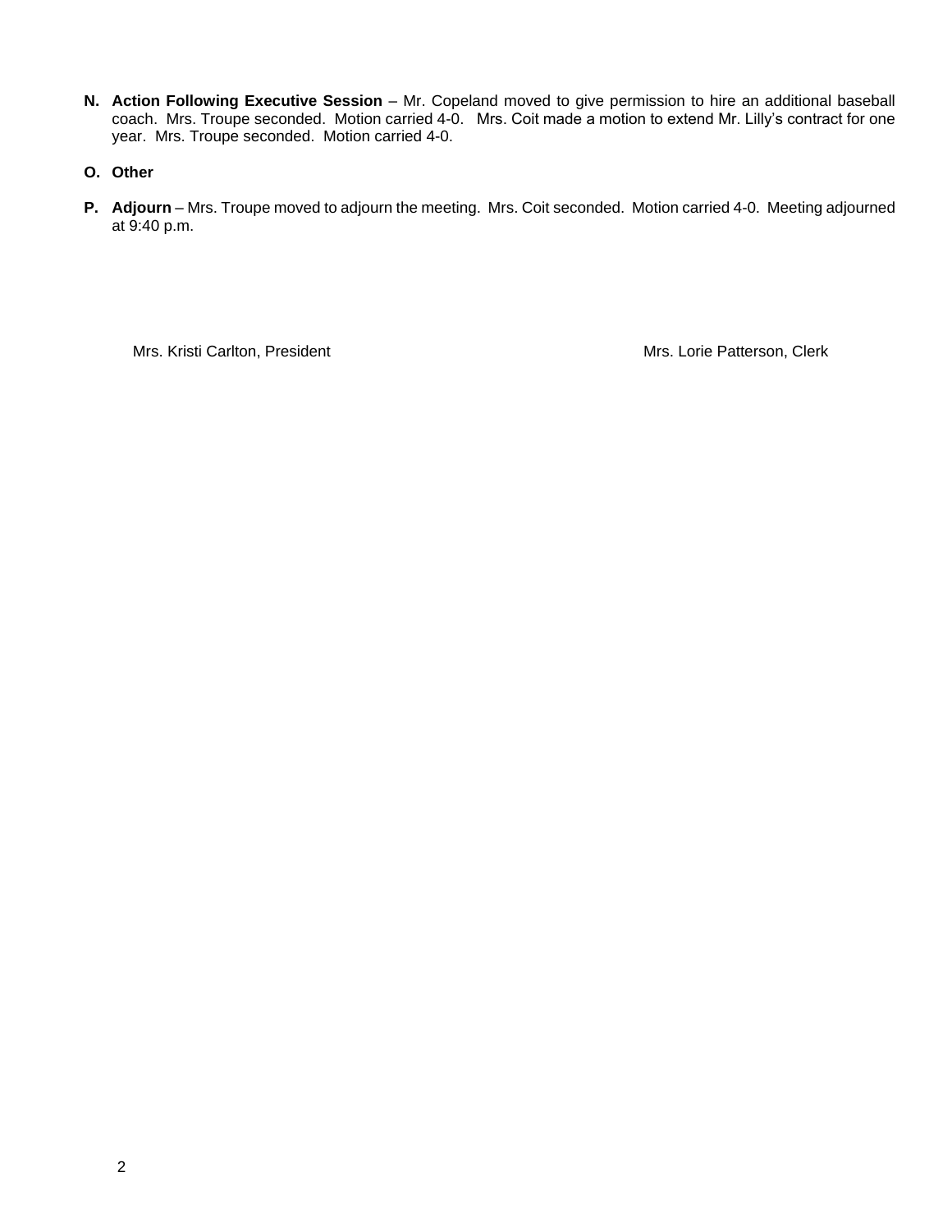**N. Action Following Executive Session** – Mr. Copeland moved to give permission to hire an additional baseball coach. Mrs. Troupe seconded. Motion carried 4-0. Mrs. Coit made a motion to extend Mr. Lilly's contract for one year. Mrs. Troupe seconded. Motion carried 4-0.

**O. Other**

**P. Adjourn** – Mrs. Troupe moved to adjourn the meeting. Mrs. Coit seconded. Motion carried 4-0. Meeting adjourned at 9:40 p.m.

Mrs. Kristi Carlton, President

Mrs. Lorie Patterson, Clerk